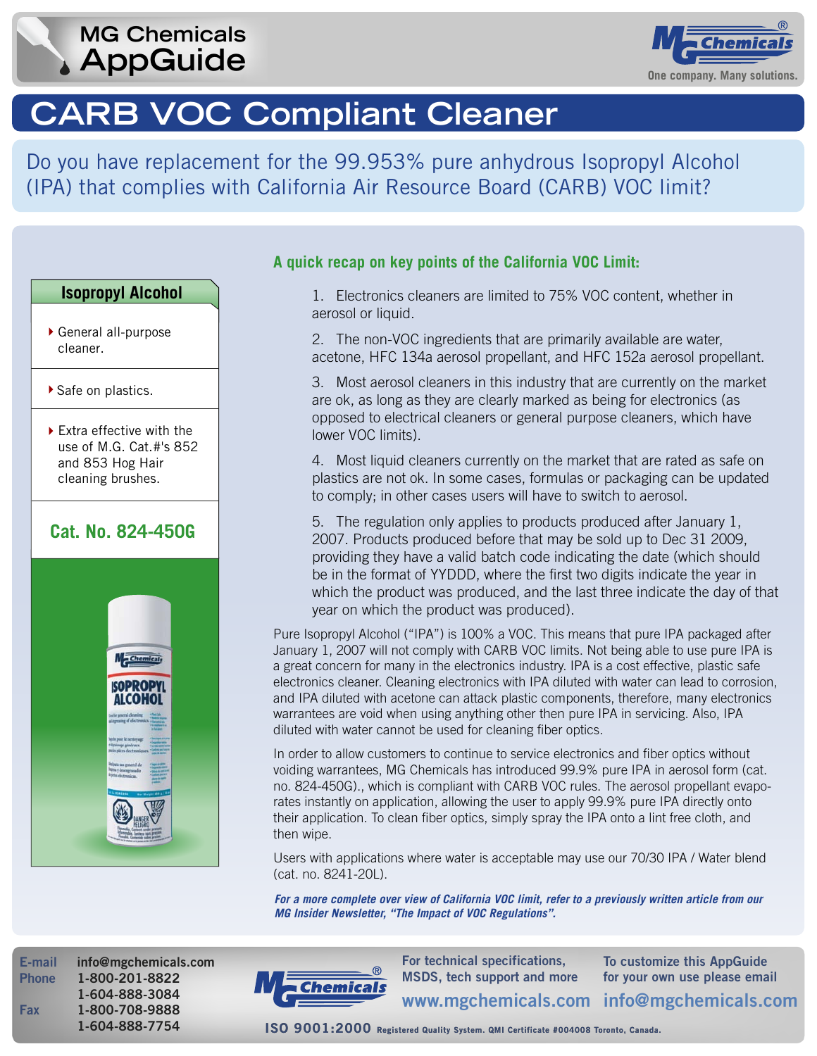# MG Chemicals AppGuide

## CARB VOC Compliant Cleaner

Do you have replacement for the 99.953% pure anhydrous Isopropyl Alcohol (IPA) that complies with California Air Resource Board (CARB) VOC limit?

### Isopropyl Alcohol

- General all-purpose cleaner.
- Safe on plastics.
- Extra effective with the use of M.G. Cat.#'s 852 and 853 Hog Hair cleaning brushes.

**Cat. No. 824-450G**

### A quick recap on key points of the California VOC Limit:

1. Electronics cleaners are limited to 75% VOC content, whether in aerosol or liquid.
2. The non-VOC ingredients that are primarily available are water, acetone, HFC 134a aerosol propellant, and HFC 152a aerosol propellant.
3. Most aerosol cleaners in this industry that are currently on the market are ok, as long as they are clearly marked as being for electronics (as opposed to electrical cleaners or general purpose cleaners, which have lower VOC limits).
4. Most liquid cleaners currently on the market that are rated as safe on plastics are not ok. In some cases, formulas or packaging can be updated to comply; in other cases users will have to switch to aerosol.
5. The regulation only applies to products produced after January 1, 2007. Products produced before that may be sold up to Dec 31 2009, providing they have a valid batch code indicating the date (which should be in the format of YYDDD, where the first two digits indicate the year in which the product was produced, and the last three indicate the day of that year on which the product was produced).

Pure Isopropyl Alcohol ("IPA") is 100% a VOC. This means that pure IPA packaged after January 1, 2007 will not comply with CARB VOC limits. Not being able to use pure IPA is a great concern for many in the electronics industry. IPA is a cost effective, plastic safe electronics cleaner. Cleaning electronics with IPA diluted with water can lead to corrosion, and IPA diluted with acetone can attack plastic components, therefore, many electronics warrantees are void when using anything other then pure IPA in servicing. Also, IPA diluted with water cannot be used for cleaning fiber optics.

In order to allow customers to continue to service electronics and fiber optics without voiding warrantees, MG Chemicals has introduced 99.9% pure IPA in aerosol form (cat. no. 824-450G)., which is compliant with CARB VOC rules. The aerosol propellant evaporates instantly on application, allowing the user to apply 99.9% pure IPA directly onto their application. To clean fiber optics, simply spray the IPA onto a lint free cloth, and then wipe.

Users with applications where water is acceptable may use our 70/30 IPA / Water blend (cat. no. 8241-20L).

***For a more complete over view of California VOC limit, refer to a previously written article from our MG Insider Newsletter, "The Impact of VOC Regulations".***

E-mail info@mgchemicals.com
Phone 1-800-201-8822
1-604-888-3084
Fax 1-800-708-9888
1-604-888-7754

For technical specifications, MSDS, tech support and more www.mgchemicals.com

To customize this AppGuide for your own use please email info@mgchemicals.com

ISO 9001:2000 Registered Quality System. QMI Certificate #004008 Toronto, Canada.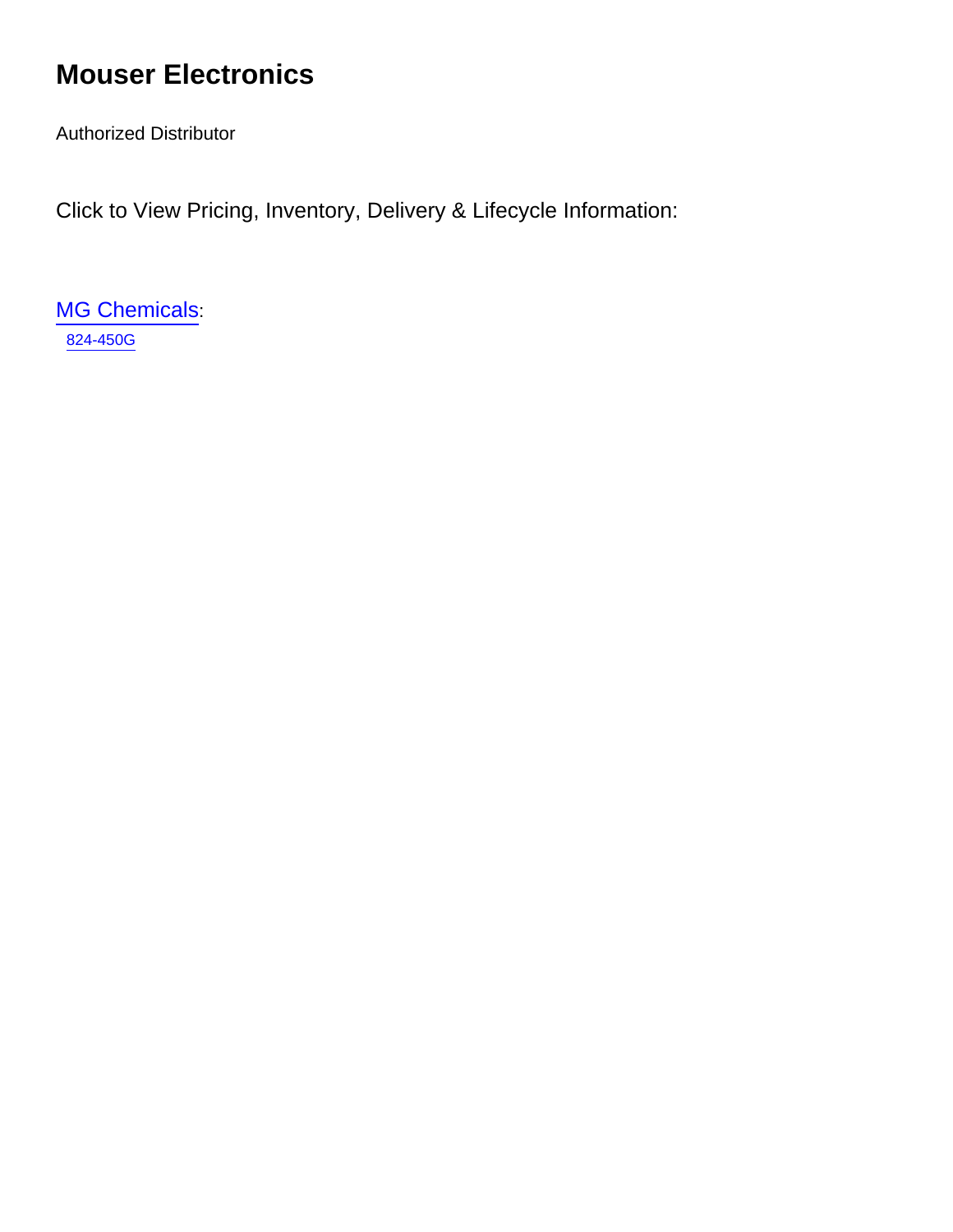# Mouser Electronics

Authorized Distributor

Click to View Pricing, Inventory, Delivery & Lifecycle Information:

MG Chemicals:

824-450G